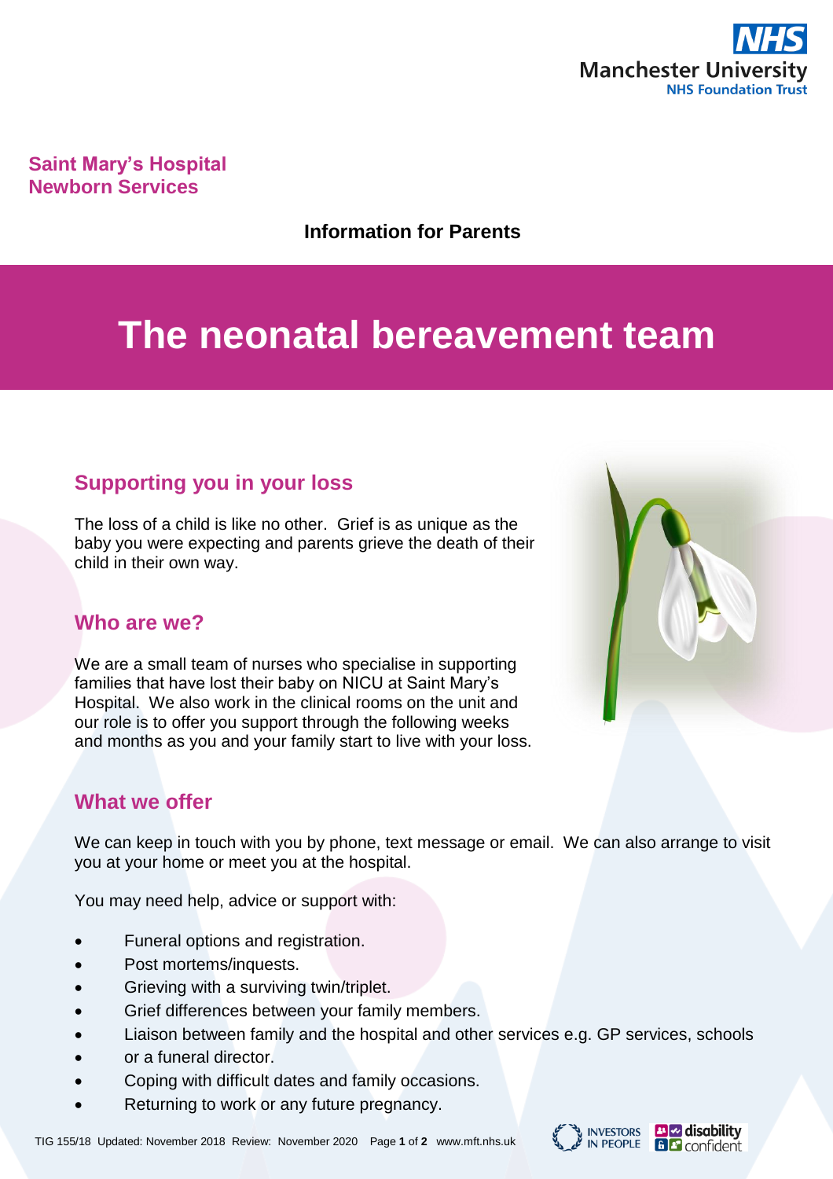Manchester University NHS Foundation Trust

**Saint Mary's Hospital Newborn Services**

**Information for Parents**

# The neonatal bereavement team

## Supporting you in your loss

The loss of a child is like no other. Grief is as unique as the baby you were expecting and parents grieve the death of their child in their own way.

## Who are we?

We are a small team of nurses who specialise in supporting families that have lost their baby on NICU at Saint Mary's Hospital. We also work in the clinical rooms on the unit and our role is to offer you support through the following weeks and months as you and your family start to live with your loss.

## What we offer

We can keep in touch with you by phone, text message or email. We can also arrange to visit you at your home or meet you at the hospital.

You may need help, advice or support with:

- Funeral options and registration.
- Post mortems/inquests.
- Grieving with a surviving twin/triplet.
- Grief differences between your family members.
- Liaison between family and the hospital and other services e.g. GP services, schools
- or a funeral director.
- Coping with difficult dates and family occasions.
- Returning to work or any future pregnancy.

TIG 155/18 Updated: November 2018 Review: November 2020 www.mft.nhs.uk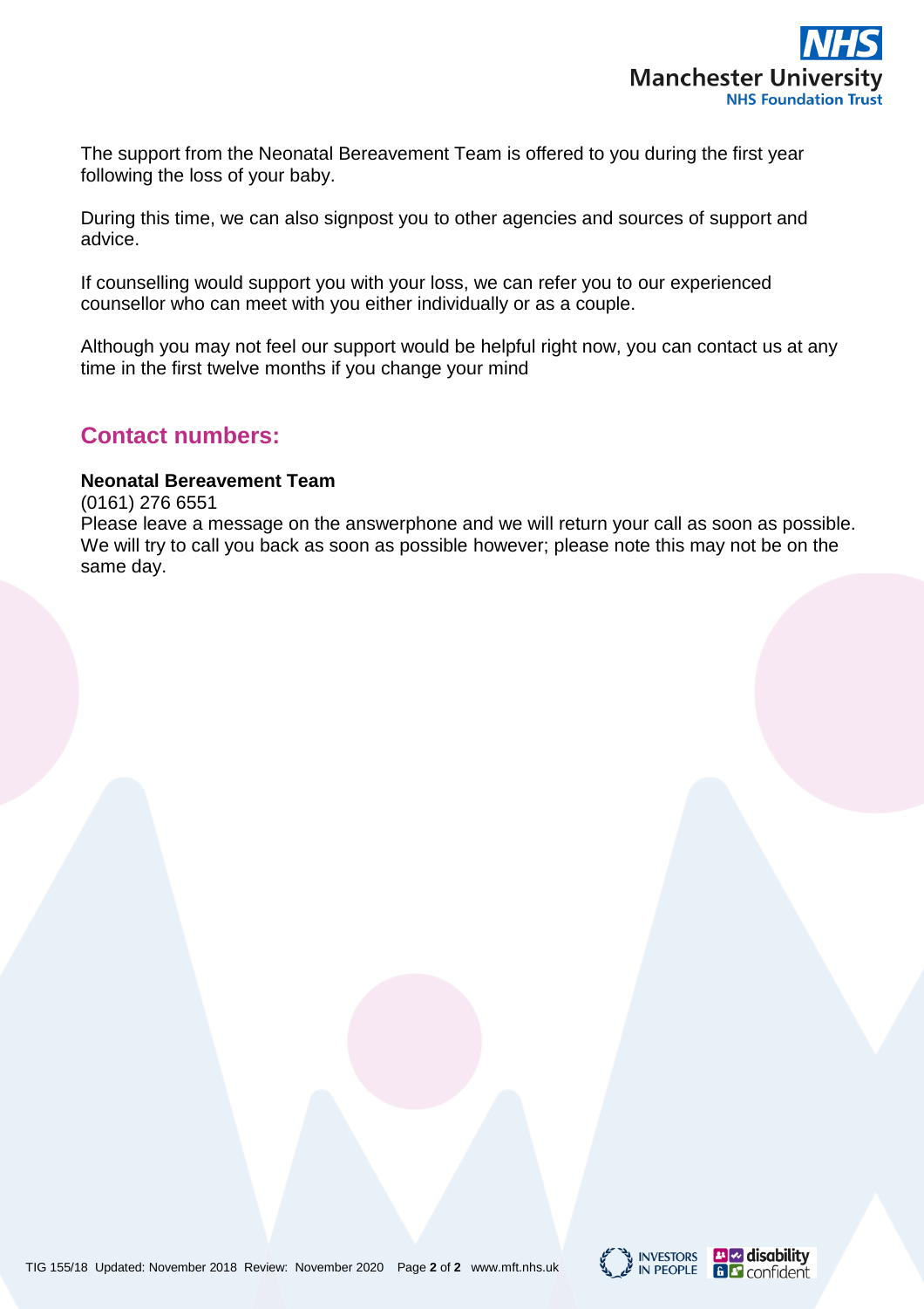The support from the Neonatal Bereavement Team is offered to you during the first year following the loss of your baby.

During this time, we can also signpost you to other agencies and sources of support and advice.

If counselling would support you with your loss, we can refer you to our experienced counsellor who can meet with you either individually or as a couple.

Although you may not feel our support would be helpful right now, you can contact us at any time in the first twelve months if you change your mind

## Contact numbers:

**Neonatal Bereavement Team**

(0161) 276 6551

Please leave a message on the answerphone and we will return your call as soon as possible. We will try to call you back as soon as possible however; please note this may not be on the same day.